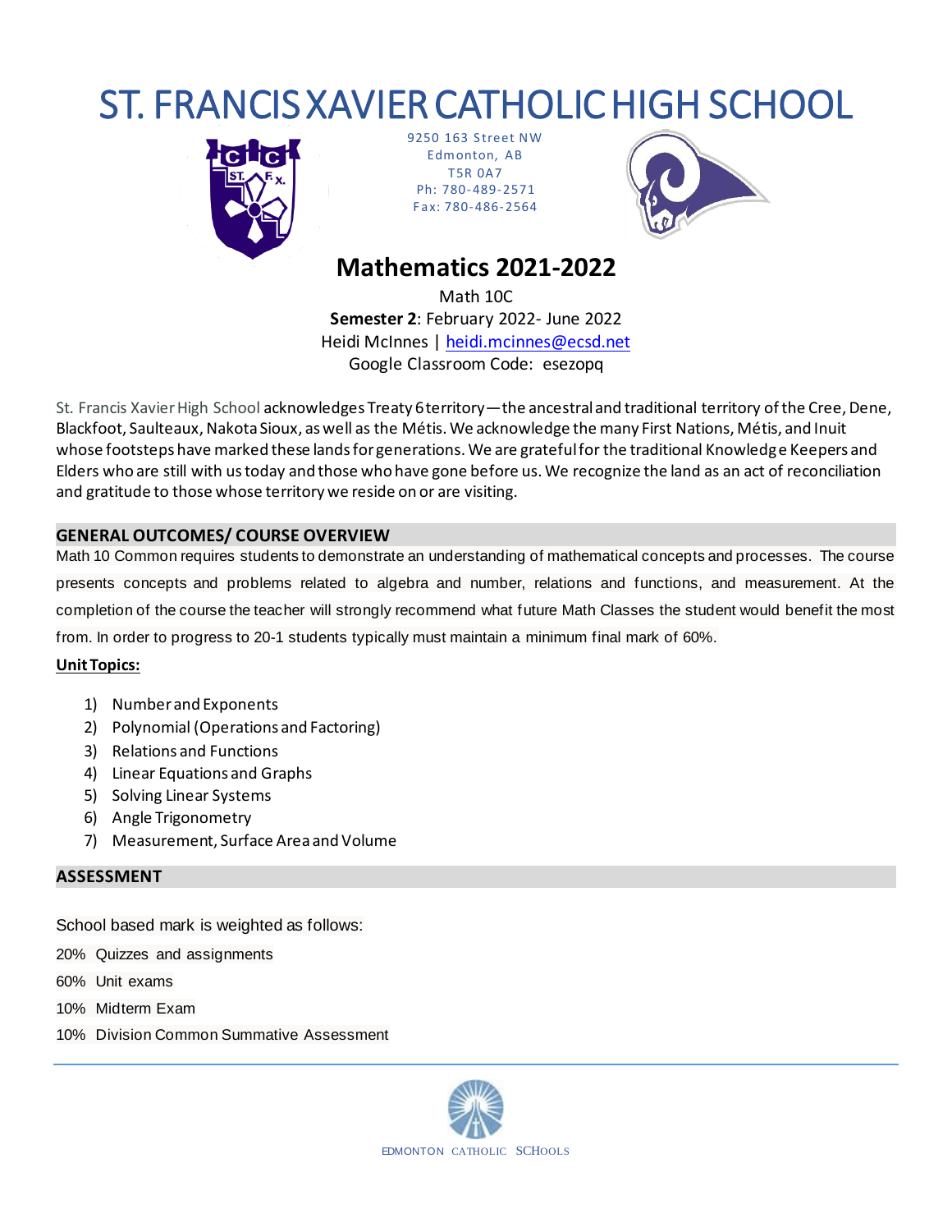# ST. FRANCIS XAVIER CATHOLIC HIGH SCHOOL

9250 163 Street NW
Edmonton, AB
T5R 0A7
Ph: 780-489-2571
Fax: 780-486-2564

## Mathematics 2021-2022

Math 10C
**Semester 2**: February 2022- June 2022
Heidi McInnes | heidi.mcinnes@ecsd.net
Google Classroom Code: esezopq

St. Francis Xavier High School acknowledges Treaty 6 territory—the ancestral and traditional territory of the Cree, Dene, Blackfoot, Saulteaux, Nakota Sioux, as well as the Métis. We acknowledge the many First Nations, Métis, and Inuit whose footsteps have marked these lands for generations. We are grateful for the traditional Knowledge Keepers and Elders who are still with us today and those who have gone before us. We recognize the land as an act of reconciliation and gratitude to those whose territory we reside on or are visiting.

### GENERAL OUTCOMES/ COURSE OVERVIEW

Math 10 Common requires students to demonstrate an understanding of mathematical concepts and processes. The course presents concepts and problems related to algebra and number, relations and functions, and measurement. At the completion of the course the teacher will strongly recommend what future Math Classes the student would benefit the most from. In order to progress to 20-1 students typically must maintain a minimum final mark of 60%.

**Unit Topics:**

1) Number and Exponents
2) Polynomial (Operations and Factoring)
3) Relations and Functions
4) Linear Equations and Graphs
5) Solving Linear Systems
6) Angle Trigonometry
7) Measurement, Surface Area and Volume

### ASSESSMENT

School based mark is weighted as follows:

20% Quizzes and assignments

60% Unit exams

10% Midterm Exam

10% Division Common Summative Assessment

EDMONTON CATHOLIC SCHOOLS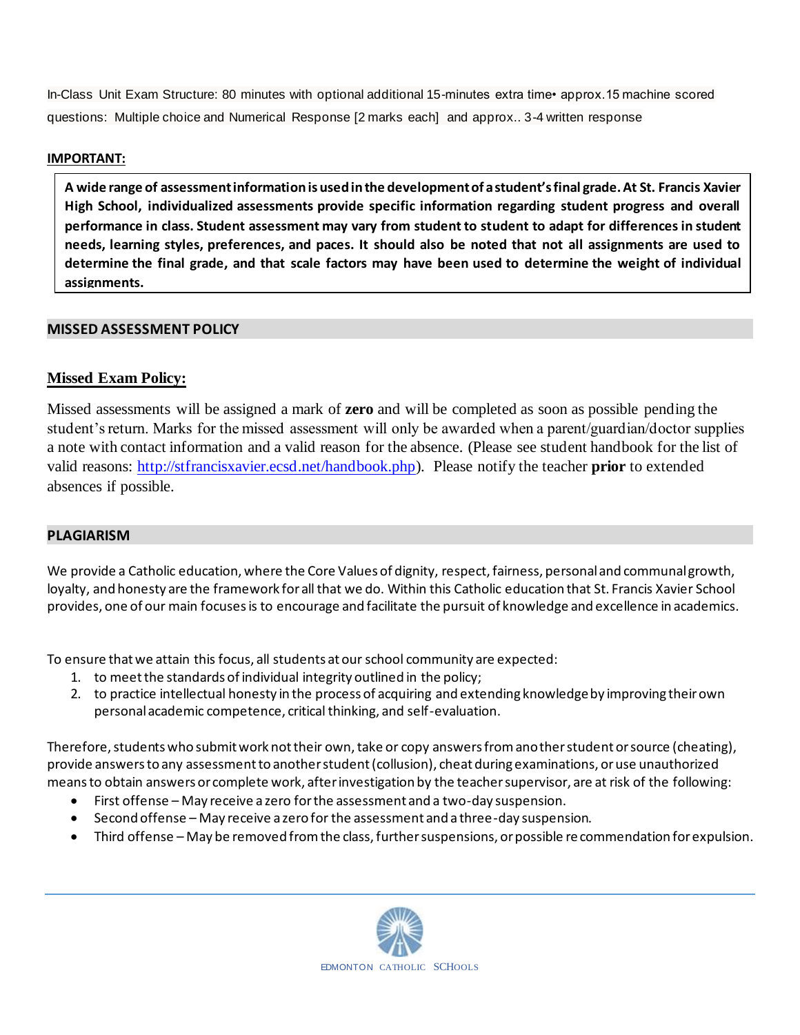In-Class Unit Exam Structure: 80 minutes with optional additional 15-minutes extra time• approx.15 machine scored questions: Multiple choice and Numerical Response [2 marks each] and approx.. 3-4 written response

**IMPORTANT:**

> **A wide range of assessment information is used in the development of a student's final grade. At St. Francis Xavier High School, individualized assessments provide specific information regarding student progress and overall performance in class. Student assessment may vary from student to student to adapt for differences in student needs, learning styles, preferences, and paces. It should also be noted that not all assignments are used to determine the final grade, and that scale factors may have been used to determine the weight of individual assignments.**

## MISSED ASSESSMENT POLICY

### Missed Exam Policy:

Missed assessments will be assigned a mark of **zero** and will be completed as soon as possible pending the student's return. Marks for the missed assessment will only be awarded when a parent/guardian/doctor supplies a note with contact information and a valid reason for the absence. (Please see student handbook for the list of valid reasons: http://stfrancisxavier.ecsd.net/handbook.php). Please notify the teacher **prior** to extended absences if possible.

## PLAGIARISM

We provide a Catholic education, where the Core Values of dignity, respect, fairness, personal and communal growth, loyalty, and honesty are the framework for all that we do. Within this Catholic education that St. Francis Xavier School provides, one of our main focuses is to encourage and facilitate the pursuit of knowledge and excellence in academics.

To ensure that we attain this focus, all students at our school community are expected:

1. to meet the standards of individual integrity outlined in the policy;
2. to practice intellectual honesty in the process of acquiring and extending knowledge by improving their own personal academic competence, critical thinking, and self-evaluation.

Therefore, students who submit work not their own, take or copy answers from another student or source (cheating), provide answers to any assessment to another student (collusion), cheat during examinations, or use unauthorized means to obtain answers or complete work, after investigation by the teacher supervisor, are at risk of the following:

- First offense – May receive a zero for the assessment and a two-day suspension.
- Second offense – May receive a zero for the assessment and a three-day suspension.
- Third offense – May be removed from the class, further suspensions, or possible recommendation for expulsion.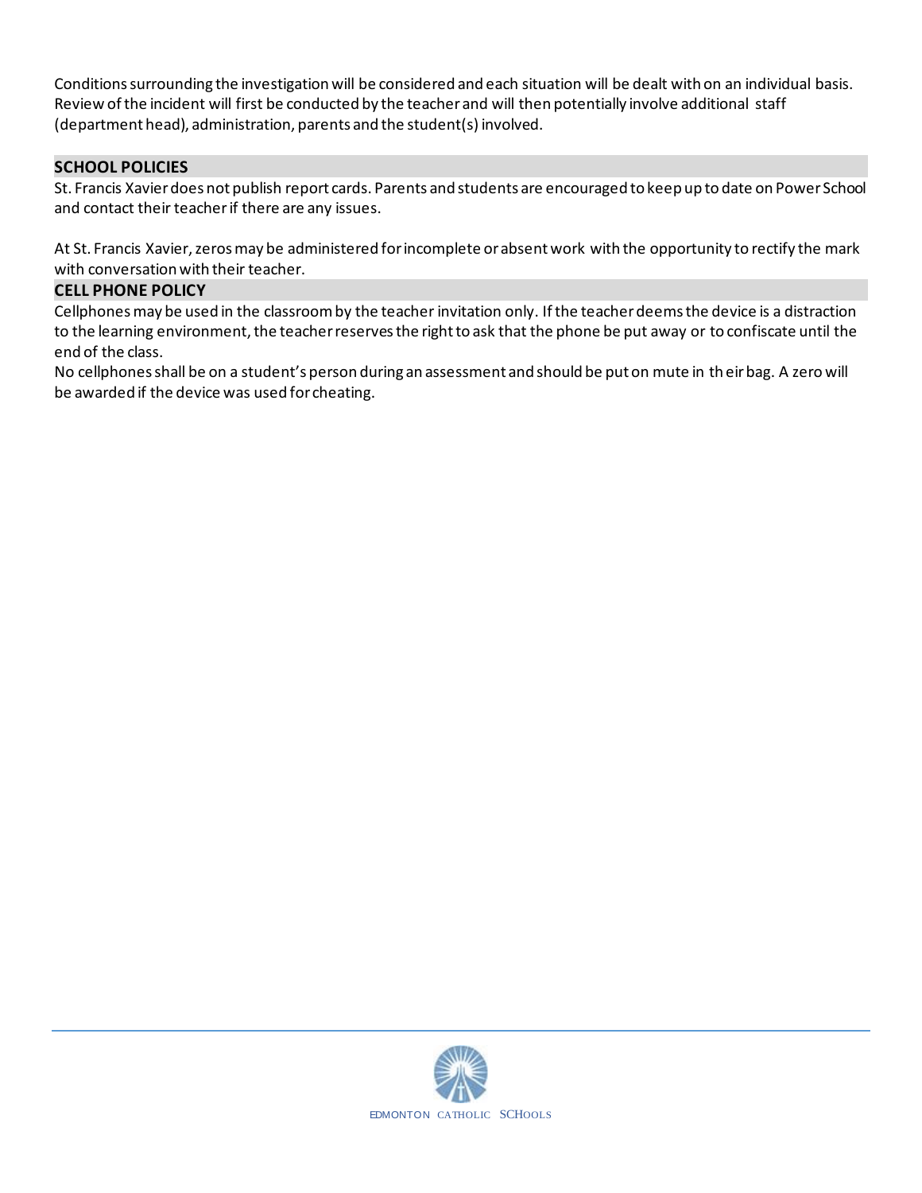Conditions surrounding the investigation will be considered and each situation will be dealt with on an individual basis. Review of the incident will first be conducted by the teacher and will then potentially involve additional staff (department head), administration, parents and the student(s) involved.

## SCHOOL POLICIES

St. Francis Xavier does not publish report cards. Parents and students are encouraged to keep up to date on Power School and contact their teacher if there are any issues.

At St. Francis Xavier, zeros may be administered for incomplete or absent work with the opportunity to rectify the mark with conversation with their teacher.

## CELL PHONE POLICY

Cellphones may be used in the classroom by the teacher invitation only. If the teacher deems the device is a distraction to the learning environment, the teacher reserves the right to ask that the phone be put away or to confiscate until the end of the class.

No cellphones shall be on a student's person during an assessment and should be put on mute in their bag. A zero will be awarded if the device was used for cheating.